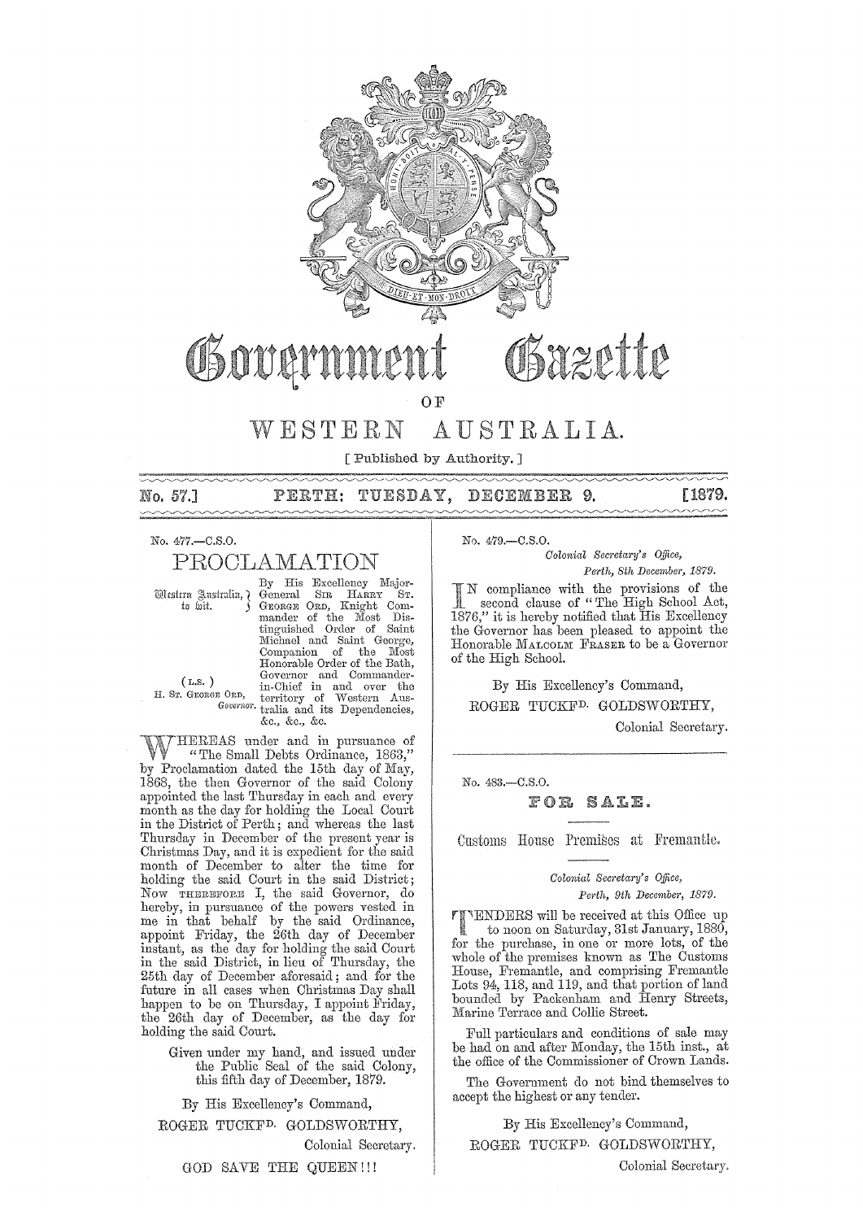# Government Gazette

OF

# WESTERN AUSTRALIA.

[ Published by Authority. ]

**No. 57.] PERTH: TUESDAY, DECEMBER 9. [1879.**

No. 477.—C.S.O.

## PROCLAMATION

Western Australia, to wit.

By His Excellency Major-General SIR HARRY ST. GEORGE ORD, Knight Commander of the Most Distinguished Order of Saint Michael and Saint George, Companion of the Most Honorable Order of the Bath, Governor and Commander-in-Chief in and over the territory of Western Australia and its Dependencies, &c., &c., &c.

( L.S. )
H. ST. GEORGE ORD,
*Governor.*

WHEREAS under and in pursuance of "The Small Debts Ordinance, 1863," by Proclamation dated the 15th day of May, 1868, the then Governor of the said Colony appointed the last Thursday in each and every month as the day for holding the Local Court in the District of Perth; and whereas the last Thursday in December of the present year is Christmas Day, and it is expedient for the said month of December to alter the time for holding the said Court in the said District; Now THEREFORE I, the said Governor, do hereby, in pursuance of the powers vested in me in that behalf by the said Ordinance, appoint Friday, the 26th day of December instant, as the day for holding the said Court in the said District, in lieu of Thursday, the 25th day of December aforesaid; and for the future in all cases when Christmas Day shall happen to be on Thursday, I appoint Friday, the 26th day of December, as the day for holding the said Court.

Given under my hand, and issued under the Public Seal of the said Colony, this fifth day of December, 1879.

By His Excellency's Command,

ROGER TUCKFD. GOLDSWORTHY,

Colonial Secretary.

GOD SAVE THE QUEEN!!!

---

No. 479.—C.S.O.

*Colonial Secretary's Office,*
*Perth, 8th December, 1879.*

IN compliance with the provisions of the second clause of "The High School Act, 1876," it is hereby notified that His Excellency the Governor has been pleased to appoint the Honorable MALCOLM FRASER to be a Governor of the High School.

By His Excellency's Command,

ROGER TUCKFD. GOLDSWORTHY,

Colonial Secretary.

---

No. 483.—C.S.O.

## FOR SALE.

### Customs House Premises at Fremantle.

*Colonial Secretary's Office,*
*Perth, 9th December, 1879.*

TENDERS will be received at this Office up to noon on Saturday, 31st January, 1880, for the purchase, in one or more lots, of the whole of the premises known as The Customs House, Fremantle, and comprising Fremantle Lots 94, 118, and 119, and that portion of land bounded by Packenham and Henry Streets, Marine Terrace and Collie Street.

Full particulars and conditions of sale may be had on and after Monday, the 15th inst., at the office of the Commissioner of Crown Lands.

The Government do not bind themselves to accept the highest or any tender.

By His Excellency's Command,

ROGER TUCKFD. GOLDSWORTHY,

Colonial Secretary.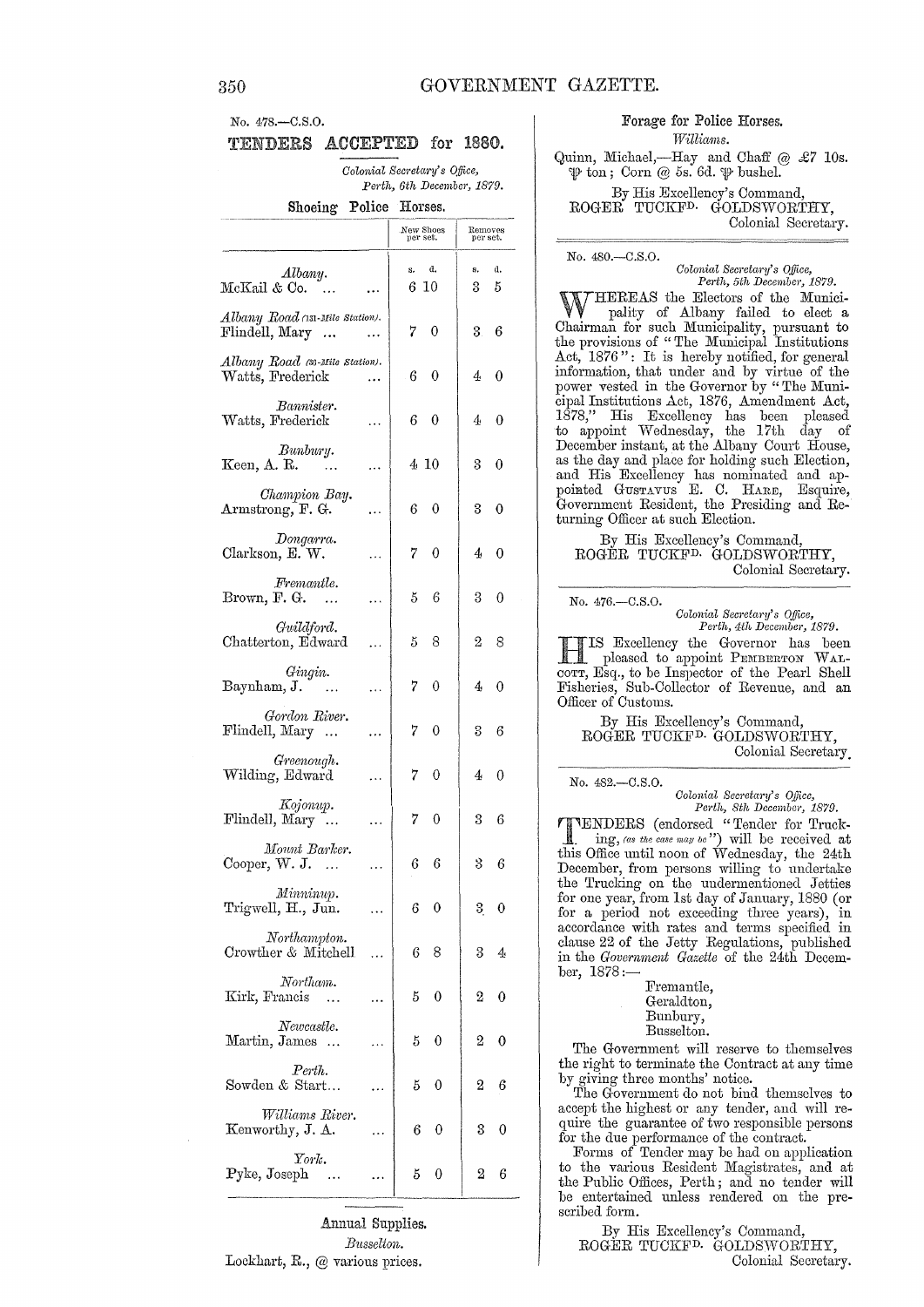No. 478.—C.S.O.

## TENDERS ACCEPTED for 1880.

*Colonial Secretary's Office,*
*Perth, 6th December, 1879.*

### Shoeing Police Horses.

| | New Shoes per set. | Removes per set. |
|---|---|---|
| | s. d. | s. d. |
| *Albany.* | | |
| McKail & Co. ... ... | 6 10 | 3 5 |
| *Albany Road (131-Mile Station).* | | |
| Flindell, Mary ... ... | 7 0 | 3 6 |
| *Albany Road (85-Mile Station).* | | |
| Watts, Frederick ... | 6 0 | 4 0 |
| *Bannister.* | | |
| Watts, Frederick ... | 6 0 | 4 0 |
| *Bunbury.* | | |
| Keen, A. R. ... ... | 4 10 | 3 0 |
| *Champion Bay.* | | |
| Armstrong, F. G. ... | 6 0 | 3 0 |
| *Dongarra.* | | |
| Clarkson, E. W. ... | 7 0 | 4 0 |
| *Fremantle.* | | |
| Brown, F. G. ... ... | 5 6 | 3 0 |
| *Guildford.* | | |
| Chatterton, Edward ... | 5 8 | 2 8 |
| *Gingin.* | | |
| Baynham, J. ... ... | 7 0 | 4 0 |
| *Gordon River.* | | |
| Flindell, Mary ... ... | 7 0 | 3 6 |
| *Greenough.* | | |
| Wilding, Edward ... | 7 0 | 4 0 |
| *Kojonup.* | | |
| Flindell, Mary ... ... | 7 0 | 3 6 |
| *Mount Barker.* | | |
| Cooper, W. J. ... ... | 6 6 | 3 6 |
| *Minninup.* | | |
| Trigwell, H., Jun. ... | 6 0 | 3 0 |
| *Northampton.* | | |
| Crowther & Mitchell ... | 6 8 | 3 4 |
| *Northam.* | | |
| Kirk, Francis ... ... | 5 0 | 2 0 |
| *Newcastle.* | | |
| Martin, James ... ... | 5 0 | 2 0 |
| *Perth.* | | |
| Sowden & Start... ... | 5 0 | 2 6 |
| *Williams River.* | | |
| Kenworthy, J. A. ... | 6 0 | 3 0 |
| *York.* | | |
| Pyke, Joseph ... ... | 5 0 | 2 6 |

### Annual Supplies.

*Busselton.*

Lockhart, R., @ various prices.

### Forage for Police Horses.

*Williams.*

Quinn, Michael,—Hay and Chaff @ £7 10s. ℔ ton; Corn @ 5s. 6d. ℔ bushel.

By His Excellency's Command,
ROGER TUCKFD. GOLDSWORTHY,
Colonial Secretary.

---

No. 480.—C.S.O.

*Colonial Secretary's Office,*
*Perth, 5th December, 1879.*

WHEREAS the Electors of the Municipality of Albany failed to elect a Chairman for such Municipality, pursuant to the provisions of "The Municipal Institutions Act, 1876": It is hereby notified, for general information, that under and by virtue of the power vested in the Governor by "The Municipal Institutions Act, 1876, Amendment Act, 1878," His Excellency has been pleased to appoint Wednesday, the 17th day of December instant, at the Albany Court House, as the day and place for holding such Election, and His Excellency has nominated and appointed GUSTAVUS E. C. HARE, Esquire, Government Resident, the Presiding and Returning Officer at such Election.

By His Excellency's Command,
ROGER TUCKFD. GOLDSWORTHY,
Colonial Secretary.

---

No. 476.—C.S.O.

*Colonial Secretary's Office,*
*Perth, 4th December, 1879.*

HIS Excellency the Governor has been pleased to appoint PEMBERTON WALCOTT, Esq., to be Inspector of the Pearl Shell Fisheries, Sub-Collector of Revenue, and an Officer of Customs.

By His Excellency's Command,
ROGER TUCKFD. GOLDSWORTHY,
Colonial Secretary.

---

No. 482.—C.S.O.

*Colonial Secretary's Office,*
*Perth, 8th December, 1879.*

TENDERS (endorsed "Tender for Trucking, *(as the case may be)*") will be received at this Office until noon of Wednesday, the 24th December, from persons willing to undertake the Trucking on the undermentioned Jetties for one year, from 1st day of January, 1880 (or for a period not exceeding three years), in accordance with rates and terms specified in clause 22 of the Jetty Regulations, published in the *Government Gazette* of the 24th December, 1878:—

Fremantle,
Geraldton,
Bunbury,
Busselton.

The Government will reserve to themselves the right to terminate the Contract at any time by giving three months' notice.

The Government do not bind themselves to accept the highest or any tender, and will require the guarantee of two responsible persons for the due performance of the contract.

Forms of Tender may be had on application to the various Resident Magistrates, and at the Public Offices, Perth; and no tender will be entertained unless rendered on the prescribed form.

By His Excellency's Command,
ROGER TUCKFD. GOLDSWORTHY,
Colonial Secretary.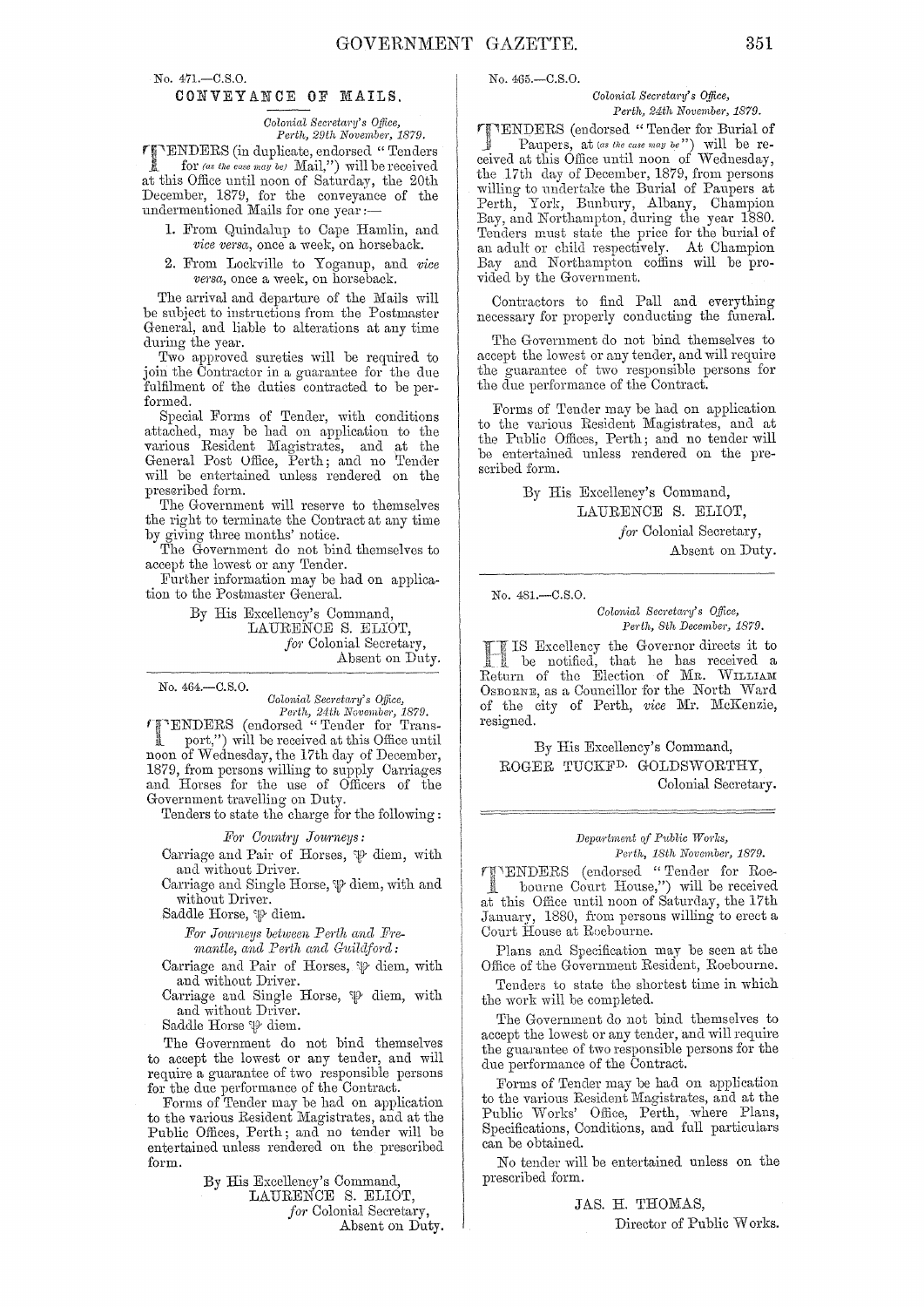No. 471.—C.S.O.

## CONVEYANCE OF MAILS.

*Colonial Secretary's Office,*
*Perth, 29th November, 1879.*

TENDERS (in duplicate, endorsed "Tenders for *(as the case may be)* Mail,") will be received at this Office until noon of Saturday, the 20th December, 1879, for the conveyance of the undermentioned Mails for one year:—

1. From Quindalup to Cape Hamlin, and *vice versa*, once a week, on horseback.
2. From Lockville to Yoganup, and *vice versa*, once a week, on horseback.

The arrival and departure of the Mails will be subject to instructions from the Postmaster General, and liable to alterations at any time during the year.

Two approved sureties will be required to join the Contractor in a guarantee for the due fulfilment of the duties contracted to be performed.

Special Forms of Tender, with conditions attached, may be had on application to the various Resident Magistrates, and at the General Post Office, Perth; and no Tender will be entertained unless rendered on the prescribed form.

The Government will reserve to themselves the right to terminate the Contract at any time by giving three months' notice.

The Government do not bind themselves to accept the lowest or any Tender.

Further information may be had on application to the Postmaster General.

By His Excellency's Command,
LAURENCE S. ELIOT,
*for* Colonial Secretary,
Absent on Duty.

---

No. 464.—C.S.O.

*Colonial Secretary's Office,*
*Perth, 24th November, 1879.*

TENDERS (endorsed "Tender for Transport,") will be received at this Office until noon of Wednesday, the 17th day of December, 1879, from persons willing to supply Carriages and Horses for the use of Officers of the Government travelling on Duty.

Tenders to state the charge for the following:

*For Country Journeys:*

Carriage and Pair of Horses, ℔ diem, with and without Driver.
Carriage and Single Horse, ℔ diem, with and without Driver.
Saddle Horse, ℔ diem.

*For Journeys between Perth and Fremantle, and Perth and Guildford:*

Carriage and Pair of Horses, ℔ diem, with and without Driver.
Carriage and Single Horse, ℔ diem, with and without Driver.
Saddle Horse ℔ diem.

The Government do not bind themselves to accept the lowest or any tender, and will require a guarantee of two responsible persons for the due performance of the Contract.

Forms of Tender may be had on application to the various Resident Magistrates, and at the Public Offices, Perth; and no tender will be entertained unless rendered on the prescribed form.

By His Excellency's Command,
LAURENCE S. ELIOT,
*for* Colonial Secretary,
Absent on Duty.

---

No. 465.—C.S.O.

*Colonial Secretary's Office,*
*Perth, 24th November, 1879.*

TENDERS (endorsed "Tender for Burial of Paupers, at *(as the case may be)*") will be received at this Office until noon of Wednesday, the 17th day of December, 1879, from persons willing to undertake the Burial of Paupers at Perth, York, Bunbury, Albany, Champion Bay, and Northampton, during the year 1880. Tenders must state the price for the burial of an adult or child respectively. At Champion Bay and Northampton coffins will be provided by the Government.

Contractors to find Pall and everything necessary for properly conducting the funeral.

The Government do not bind themselves to accept the lowest or any tender, and will require the guarantee of two responsible persons for the due performance of the Contract.

Forms of Tender may be had on application to the various Resident Magistrates, and at the Public Offices, Perth; and no tender will be entertained unless rendered on the prescribed form.

By His Excellency's Command,
LAURENCE S. ELIOT,
*for* Colonial Secretary,
Absent on Duty.

---

No. 481.—C.S.O.

*Colonial Secretary's Office,*
*Perth, 8th December, 1879.*

HIS Excellency the Governor directs it to be notified, that he has received a Return of the Election of MR. WILLIAM OSBORNE, as a Councillor for the North Ward of the city of Perth, *vice* Mr. McKenzie, resigned.

By His Excellency's Command,
ROGER TUCKFD. GOLDSWORTHY,
Colonial Secretary.

---

*Department of Public Works,*
*Perth, 18th November, 1879.*

TENDERS (endorsed "Tender for Roebourne Court House,") will be received at this Office until noon of Saturday, the 17th January, 1880, from persons willing to erect a Court House at Roebourne.

Plans and Specification may be seen at the Office of the Government Resident, Roebourne.

Tenders to state the shortest time in which the work will be completed.

The Government do not bind themselves to accept the lowest or any tender, and will require the guarantee of two responsible persons for the due performance of the Contract.

Forms of Tender may be had on application to the various Resident Magistrates, and at the Public Works' Office, Perth, where Plans, Specifications, Conditions, and full particulars can be obtained.

No tender will be entertained unless on the prescribed form.

JAS. H. THOMAS,
Director of Public Works.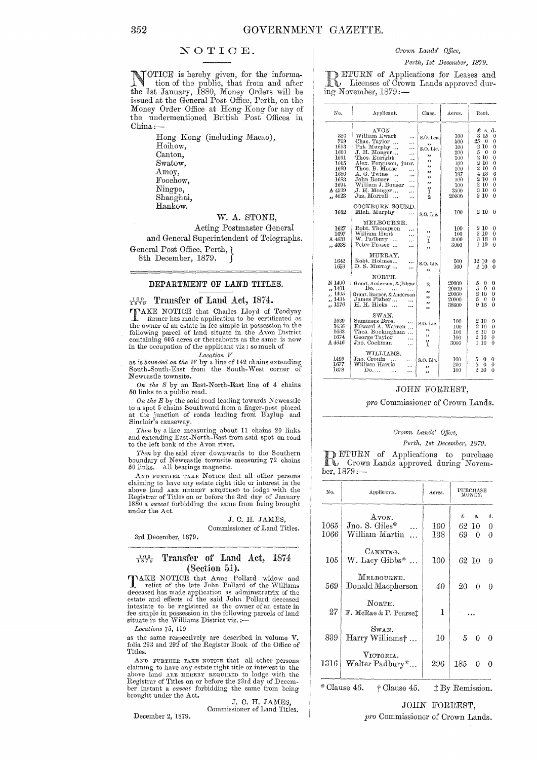# NOTICE.

NOTICE is hereby given, for the information of the public, that from and after the 1st January, 1880, Money Orders will be issued at the General Post Office, Perth, on the Money Order Office at Hong Kong for any of the undermentioned British Post Offices in China:—

Hong Kong (including Macao),
Hoihow,
Canton,
Swatow,
Amoy,
Foochow,
Ningpo,
Shanghai,
Hankow.

W. A. STONE,
Acting Postmaster General
and General Superintendent of Telegraphs.

General Post Office, Perth,
8th December, 1879.

## DEPARTMENT OF LAND TITLES.

### 100/1879 Transfer of Land Act, 1874.

TAKE NOTICE that Charles Lloyd of Toodyay farmer has made application to be certificated as the owner of an estate in fee simple in possession in the following parcel of land situate in the Avon District containing 605 acres or thereabouts as the same is now in the occupation of the applicant viz: so much of

*Location V*

as is *bounded on the W* by a line of 142 chains extending South-South-East from the South-West corner of Newcastle townsite.

*On the S* by an East-North-East line of 4 chains 50 links to a public road.

*On the E* by the said road leading towards Newcastle to a spot 5 chains Southward from a finger-post placed at the junction of roads leading from Baylup and Sinclair's causeway.

*Then* by a line measuring about 11 chains 20 links and extending East-North-East from said spot on road to the left bank of the Avon river.

*Then* by the said river downwards to the Southern boundary of Newcastle townsite measuring 72 chains 50 links. All bearings magnetic.

AND FURTHER TAKE NOTICE that all other persons claiming to have any estate right title or interest in the above land ARE HEREBY REQUIRED to lodge with the Registrar of Titles on or before the 3rd day of January 1880 a *caveat* forbidding the same from being brought under the Act.

J. C. H. JAMES,
Commissioner of Land Titles.

3rd December, 1879.

### 102/1879 Transfer of Land Act, 1874 (Section 51).

TAKE NOTICE that Anne Pollard widow and relict of the late John Pollard of the Williams deceased has made application as administratrix of the estate and effects of the said John Pollard deceased intestate to be registered as the owner of an estate in fee simple in possession in the following parcels of land situate in the Williams District viz.:—

*Locations* 75, 119

as the same respectively are described in volume V. folia 293 and 292 of the Register Book of the Office of Titles.

AND FURTHER TAKE NOTICE that all other persons claiming to have any estate right title or interest in the above land ARE HEREBY REQUIRED to lodge with the Registrar of Titles on or before the 23rd day of December instant a *caveat* forbidding the same from being brought under the Act.

J. C. H. JAMES,
Commissioner of Land Titles.

December 2, 1879.

*Crown Lands' Office,*
*Perth, 1st December, 1879.*

RETURN of Applications for Leases and Licenses of Crown Lands approved during November, 1879:—

| No. | Applicant. | Class. | Acres. | Rent. £ s. d. |
|---|---|---|---|---|
| | AVON. | | | |
| 320 | William Ewart | S.O. Lea. | 100 | 3 15 0 |
| 799 | Chas. Taylor | " | 500 | 25 0 0 |
| 1653 | Pat. Murphy | S.O. Lic. | 100 | 2 10 0 |
| 1660 | J. H. Monger | " | 200 | 5 0 0 |
| 1661 | Thos. Enright | " | 100 | 2 10 0 |
| 1665 | Alex. Ferguson, junr. | " | 100 | 2 10 0 |
| 1669 | Thos. B. Morse | " | 100 | 2 10 0 |
| 1680 | A. G. Twine | " | 187 | 4 13 6 |
| 1683 | John Bouser | " | 100 | 2 10 0 |
| 1694 | William J. Bouser | " | 100 | 2 10 0 |
| A 4509 | J. H. Monger | 1 | 3500 | 3 10 0 |
| " 4623 | Jas. Morrell | 2 | 20000 | 2 10 0 |
| | COCKBURN SOUND. | | | |
| 1662 | Mich. Murphy | S.O. Lic. | 100 | 2 10 0 |
| | MELBOURNE. | | | |
| 1627 | Robt. Thompson | " | 100 | 2 10 0 |
| 1697 | William Hunt | " | 100 | 2 10 0 |
| A 4631 | W. Padbury | 1 | 3900 | 3 18 0 |
| " 4638 | Peter Fraser | " | 3000 | 1 10 0 |
| | MURRAY. | | | |
| 1642 | Robt. Holmes | S.O. Lic. | 500 | 12 10 0 |
| 1659 | D. S. Murray | " | 100 | 2 10 0 |
| | NORTH. | | | |
| N 1400 | Grant, Anderson, & Edgar | 2 | 20000 | 5 0 0 |
| " 1401 | Do. | " | 20000 | 5 0 0 |
| " 1405 | Grant, Harper, & Anderson | " | 20000 | 2 10 0 |
| " 1434 | James Fisher | " | 20000 | 5 0 0 |
| " 1576 | H. H. Hicks | " | 38600 | 9 15 0 |
| | SWAN. | | | |
| 1639 | Summers Bros. | S.O. Lic. | 100 | 2 10 0 |
| 1656 | Edward A. Warren | " | 100 | 2 10 0 |
| 1663 | Thos. Buckingham | " | 100 | 2 10 0 |
| 1674 | George Taylor | " | 100 | 2 10 0 |
| A 4646 | Jno. Cockman | 1 | 3000 | 1 10 0 |
| | WILLIAMS. | | | |
| 1499 | Jno. Cronin | S.O. Lic. | 100 | 5 0 0 |
| 1677 | William Harris | " | 200 | 5 0 0 |
| 1678 | Do. | " | 100 | 2 10 0 |

JOHN FORREST,
*pro* Commissioner of Crown Lands.

*Crown Lands' Office,*
*Perth, 1st December, 1879.*

RETURN of Applications to purchase Crown Lands approved during November, 1879:—

| No. | Applicants. | Acres. | Purchase Money. £ s. d. |
|---|---|---|---|
| | AVON. | | |
| 1065 | Jno. S. Giles* | 100 | 62 10 0 |
| 1066 | William Martin | 138 | 69 0 0 |
| | CANNING. | | |
| 105 | W. Lacy Gibbs* | 100 | 62 10 0 |
| | MELBOURNE. | | |
| 569 | Donald Macpherson | 40 | 20 0 0 |
| | NORTH. | | |
| 27 | F. McRae & F. Pearse‡ | 1 | ... |
| | SWAN. | | |
| 839 | Harry Williams† | 10 | 5 0 0 |
| | VICTORIA. | | |
| 1316 | Walter Padbury* | 296 | 185 0 0 |

\* Clause 46. † Clause 45. ‡ By Remission.

JOHN FORREST,
*pro* Commissioner of Crown Lands.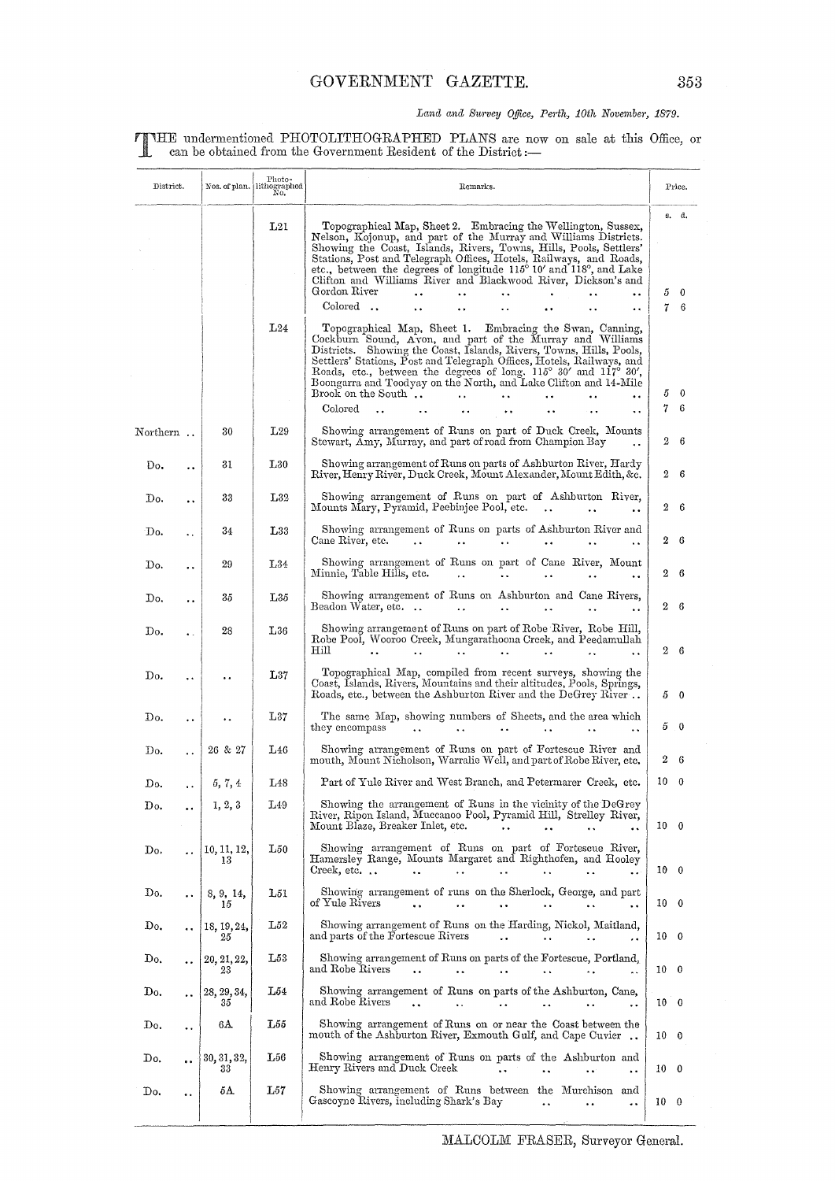*Land and Survey Office, Perth, 10th November, 1879.*

THE undermentioned PHOTOLITHOGRAPHED PLANS are now on sale at this Office, or can be obtained from the Government Resident of the District:—

| District. | Nos. of plan. | Photo-lithographed No. | Remarks. | Price. s. d. |
|---|---|---|---|---|
| | | L21 | Topographical Map, Sheet 2. Embracing the Wellington, Sussex, Nelson, Kojonup, and part of the Murray and Williams Districts. Showing the Coast, Islands, Rivers, Towns, Hills, Pools, Settlers' Stations, Post and Telegraph Offices, Hotels, Railways, and Roads, etc., between the degrees of longitude 115° 10′ and 118°, and Lake Clifton and Williams River and Blackwood River, Dickson's and Gordon River | 5 0 |
| | | | Colored | 7 6 |
| | | L24 | Topographical Map, Sheet 1. Embracing the Swan, Canning, Cockburn Sound, Avon, and part of the Murray and Williams Districts. Showing the Coast, Islands, Rivers, Towns, Hills, Pools, Settlers' Stations, Post and Telegraph Offices, Hotels, Railways, and Roads, etc., between the degrees of long. 115° 30′ and 117° 30′, Boongarra and Toodyay on the North, and Lake Clifton and 14-Mile Brook on the South | 5 0 |
| | | | Colored | 7 6 |
| Northern | 30 | L29 | Showing arrangement of Runs on part of Duck Creek, Mounts Stewart, Amy, Murray, and part of road from Champion Bay | 2 6 |
| Do. | 31 | L30 | Showing arrangement of Runs on parts of Ashburton River, Hardy River, Henry River, Duck Creek, Mount Alexander, Mount Edith, &c. | 2 6 |
| Do. | 33 | L32 | Showing arrangement of Runs on part of Ashburton River, Mounts Mary, Pyramid, Peebinjee Pool, etc. | 2 6 |
| Do. | 34 | L33 | Showing arrangement of Runs on parts of Ashburton River and Cane River, etc. | 2 6 |
| Do. | 29 | L34 | Showing arrangement of Runs on part of Cane River, Mount Minnie, Table Hills, etc. | 2 6 |
| Do. | 35 | L35 | Showing arrangement of Runs on Ashburton and Cane Rivers, Beadon Water, etc. | 2 6 |
| Do. | 28 | L36 | Showing arrangement of Runs on part of Robe River, Robe Hill, Robe Pool, Wooroo Creek, Mungarathoona Creek, and Peedamullah Hill | 2 6 |
| Do. | .. | L37 | Topographical Map, compiled from recent surveys, showing the Coast, Islands, Rivers, Mountains and their altitudes, Pools, Springs, Roads, etc., between the Ashburton River and the DeGrey River | 5 0 |
| Do. | .. | L37 | The same Map, showing numbers of Sheets, and the area which they encompass | 5 0 |
| Do. | 26 & 27 | L46 | Showing arrangement of Runs on part of Fortescue River and mouth, Mount Nicholson, Warralie Well, and part of Robe River, etc. | 2 6 |
| Do. | 5, 7, 4 | L48 | Part of Yule River and West Branch, and Petermarer Creek, etc. | 10 0 |
| Do. | 1, 2, 3 | L49 | Showing the arrangement of Runs in the vicinity of the DeGrey River, Ripon Island, Muccanoo Pool, Pyramid Hill, Strelley River, Mount Blaze, Breaker Inlet, etc. | 10 0 |
| Do. | 10, 11, 12, 13 | L50 | Showing arrangement of Runs on part of Fortescue River, Hamersley Range, Mounts Margaret and Righthofen, and Hooley Creek, etc. | 10 0 |
| Do. | 8, 9, 14, 15 | L51 | Showing arrangement of runs on the Sherlock, George, and part of Yule Rivers | 10 0 |
| Do. | 18, 19, 24, 25 | L52 | Showing arrangement of Runs on the Harding, Nickol, Maitland, and parts of the Fortescue Rivers | 10 0 |
| Do. | 20, 21, 22, 23 | L53 | Showing arrangement of Runs on parts of the Fortescue, Portland, and Robe Rivers | 10 0 |
| Do. | 28, 29, 34, 35 | L54 | Showing arrangement of Runs on parts of the Ashburton, Cane, and Robe Rivers | 10 0 |
| Do. | 6A | L55 | Showing arrangement of Runs on or near the Coast between the mouth of the Ashburton River, Exmouth Gulf, and Cape Cuvier | 10 0 |
| Do. | 30, 31, 32, 33 | L56 | Showing arrangement of Runs on parts of the Ashburton and Henry Rivers and Duck Creek | 10 0 |
| Do. | 5A | L57 | Showing arrangement of Runs between the Murchison and Gascoyne Rivers, including Shark's Bay | 10 0 |

MALCOLM FRASER, Surveyor General.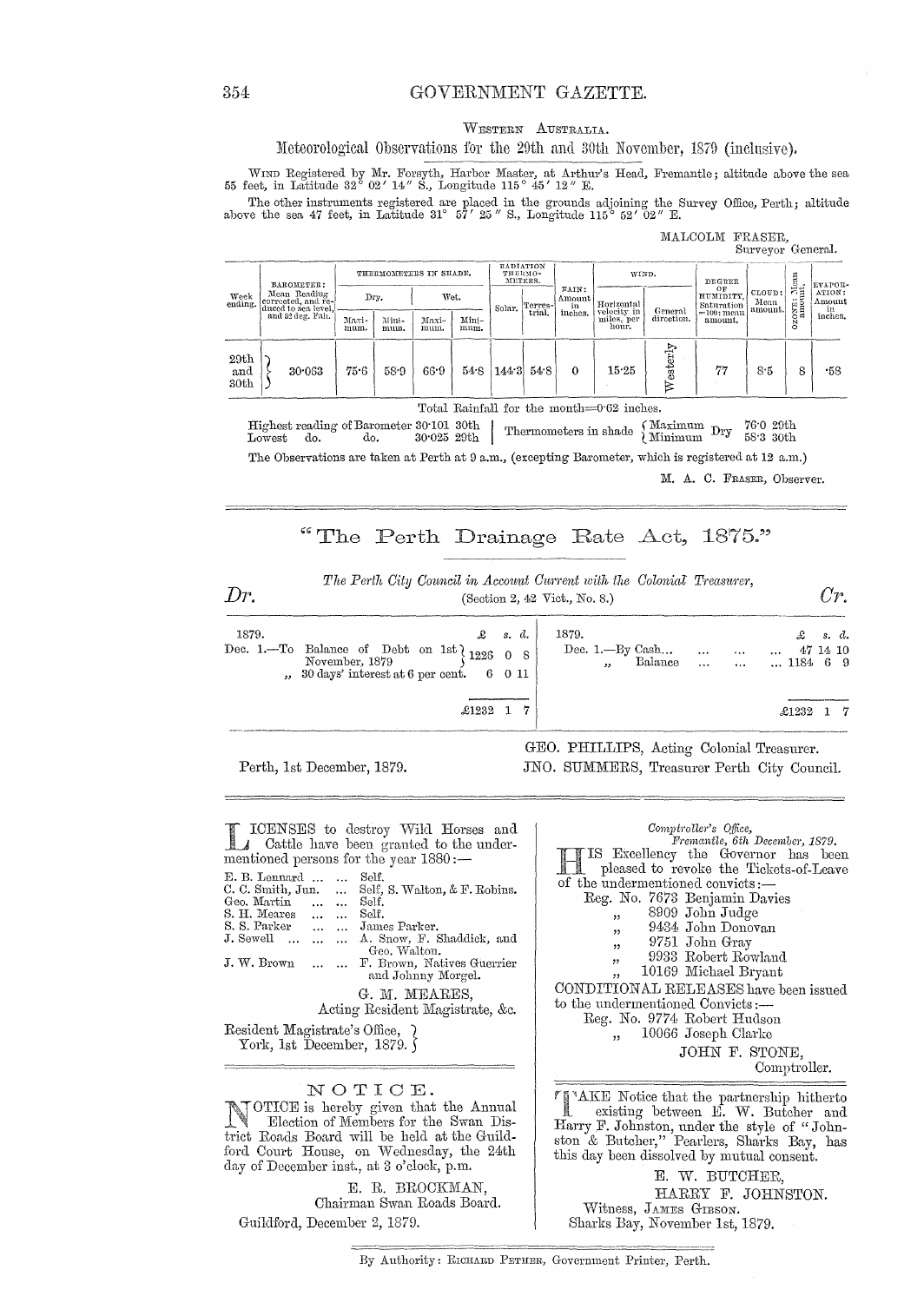WESTERN AUSTRALIA.

Meteorological Observations for the 29th and 30th November, 1879 (inclusive).

WIND Registered by Mr. Forsyth, Harbor Master, at Arthur's Head, Fremantle; altitude above the sea 55 feet, in Latitude 32° 02′ 14″ S., Longitude 115° 45′ 12″ E.

The other instruments registered are placed in the grounds adjoining the Survey Office, Perth; altitude above the sea 47 feet, in Latitude 31° 57′ 25″ S., Longitude 115° 52′ 02″ E.

MALCOLM FRASER,
Surveyor General.

| Week ending. | BAROMETER: Mean Reading corrected, and reduced to sea level, and 32 deg. Fah. | THERMOMETERS IN SHADE. Dry. Maximum. | Dry. Minimum. | Wet. Maximum. | Wet. Minimum. | RADIATION THERMOMETERS. Solar. | Terrestrial. | RAIN: Amount in inches. | WIND. Horizontal velocity in miles, per hour. | General direction. | DEGREE OF HUMIDITY, Saturation =100: mean amount. | CLOUD: Mean amount. | OZONE: Mean amount. | EVAPORATION: Amount in inches. |
|---|---|---|---|---|---|---|---|---|---|---|---|---|---|---|
| 29th and 30th | 30·063 | 75·6 | 58·9 | 66·9 | 54·8 | 144·3 | 54·8 | 0 | 15·25 | Westerly | 77 | 8·5 | 8 | ·58 |

Total Rainfall for the month=0·62 inches.

Highest reading of Barometer 30·101 30th
Lowest do. do. 30·025 29th

Thermometers in shade { Maximum Dry 76·0 29th
Minimum Dry 58·3 30th }

The Observations are taken at Perth at 9 a.m., (excepting Barometer, which is registered at 12 a.m.)

M. A. C. FRASER, Observer.

---

# "The Perth Drainage Rate Act, 1875."

*The Perth City Council in Account Current with the Colonial Treasurer,*
(Section 2, 42 Vict., No. 8.)

| *Dr.* | £ s. d. | *Cr.* | £ s. d. |
|---|---|---|---|
| 1879. | | 1879. | |
| Dec. 1.—To Balance of Debt on 1st November, 1879 | 1226 0 8 | Dec. 1.—By Cash... | 47 14 10 |
| " 30 days' interest at 6 per cent. | 6 0 11 | " Balance | 1184 6 9 |
| | £1232 1 7 | | £1232 1 7 |

Perth, 1st December, 1879.

GEO. PHILLIPS, Acting Colonial Treasurer.
JNO. SUMMERS, Treasurer Perth City Council.

---

LICENSES to destroy Wild Horses and Cattle have been granted to the undermentioned persons for the year 1880:—

| | |
|---|---|
| E. B. Lennard ... ... | Self. |
| C. C. Smith, Jun. ... | Self, S. Walton, & F. Robins. |
| Geo. Martin ... ... | Self. |
| S. H. Meares ... ... | Self. |
| S. S. Parker ... ... | James Parker. |
| J. Sewell ... ... ... | A. Snow, F. Shaddick, and Geo. Walton. |
| J. W. Brown ... ... | F. Brown, Natives Guerrier and Johnny Morgel. |

G. M. MEARES,
Acting Resident Magistrate, &c.

Resident Magistrate's Office,
York, 1st December, 1879.

---

# NOTICE.

NOTICE is hereby given that the Annual Election of Members for the Swan District Roads Board will be held at the Guildford Court House, on Wednesday, the 24th day of December inst., at 3 o'clock, p.m.

E. R. BROCKMAN,
Chairman Swan Roads Board.

Guildford, December 2, 1879.

---

*Comptroller's Office,*
*Fremantle, 6th December, 1879.*

HIS Excellency the Governor has been pleased to revoke the Tickets-of-Leave of the undermentioned convicts:—

Reg. No. 7673 Benjamin Davies
" 8909 John Judge
" 9434 John Donovan
" 9751 John Gray
" 9933 Robert Rowland
" 10169 Michael Bryant

CONDITIONAL RELEASES have been issued to the undermentioned Convicts:—

Reg. No. 9774 Robert Hudson
" 10066 Joseph Clarke

JOHN F. STONE,
Comptroller.

---

TAKE Notice that the partnership hitherto existing between E. W. Butcher and Harry F. Johnston, under the style of "Johnston & Butcher," Pearlers, Sharks Bay, has this day been dissolved by mutual consent.

E. W. BUTCHER,
HARRY F. JOHNSTON.

Witness, JAMES GIBSON.
Sharks Bay, November 1st, 1879.

---

By Authority: RICHARD PETHER, Government Printer, Perth.